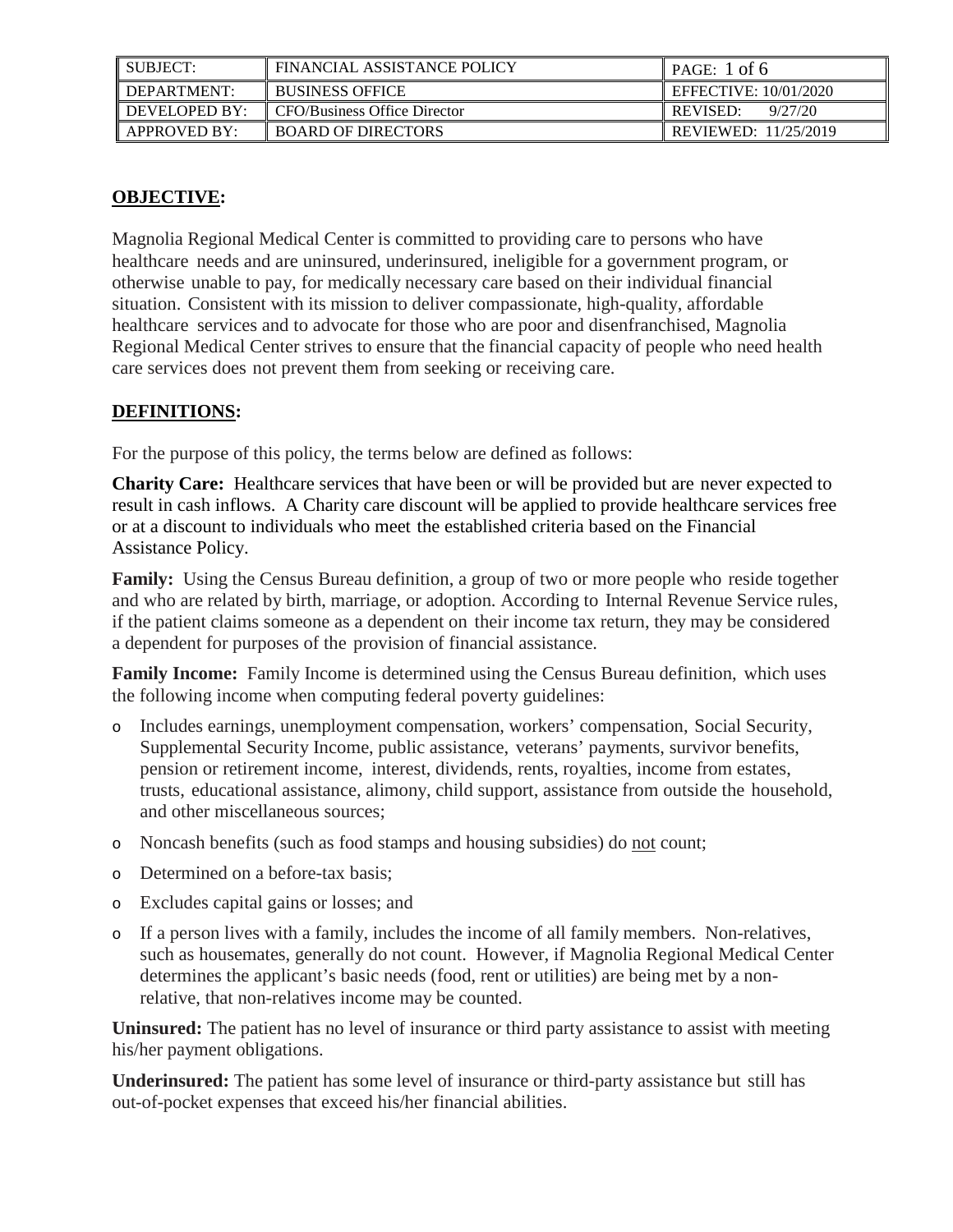| SUBJECT: | FINANCIAL ASSISTANCE POLICY | PAGE: 1 of 6 |
|---|---|---|
| DEPARTMENT: | BUSINESS OFFICE | EFFECTIVE: 10/01/2020 |
| DEVELOPED BY: | CFO/Business Office Director | REVISED: 9/27/20 |
| APPROVED BY: | BOARD OF DIRECTORS | REVIEWED: 11/25/2019 |

## OBJECTIVE:

Magnolia Regional Medical Center is committed to providing care to persons who have healthcare needs and are uninsured, underinsured, ineligible for a government program, or otherwise unable to pay, for medically necessary care based on their individual financial situation. Consistent with its mission to deliver compassionate, high-quality, affordable healthcare services and to advocate for those who are poor and disenfranchised, Magnolia Regional Medical Center strives to ensure that the financial capacity of people who need health care services does not prevent them from seeking or receiving care.

## DEFINITIONS:

For the purpose of this policy, the terms below are defined as follows:

**Charity Care:** Healthcare services that have been or will be provided but are never expected to result in cash inflows. A Charity care discount will be applied to provide healthcare services free or at a discount to individuals who meet the established criteria based on the Financial Assistance Policy.

**Family:** Using the Census Bureau definition, a group of two or more people who reside together and who are related by birth, marriage, or adoption. According to Internal Revenue Service rules, if the patient claims someone as a dependent on their income tax return, they may be considered a dependent for purposes of the provision of financial assistance.

**Family Income:** Family Income is determined using the Census Bureau definition, which uses the following income when computing federal poverty guidelines:

- Includes earnings, unemployment compensation, workers' compensation, Social Security, Supplemental Security Income, public assistance, veterans' payments, survivor benefits, pension or retirement income, interest, dividends, rents, royalties, income from estates, trusts, educational assistance, alimony, child support, assistance from outside the household, and other miscellaneous sources;
- Noncash benefits (such as food stamps and housing subsidies) do not count;
- Determined on a before-tax basis;
- Excludes capital gains or losses; and
- If a person lives with a family, includes the income of all family members. Non-relatives, such as housemates, generally do not count. However, if Magnolia Regional Medical Center determines the applicant's basic needs (food, rent or utilities) are being met by a non-relative, that non-relatives income may be counted.

**Uninsured:** The patient has no level of insurance or third party assistance to assist with meeting his/her payment obligations.

**Underinsured:** The patient has some level of insurance or third-party assistance but still has out-of-pocket expenses that exceed his/her financial abilities.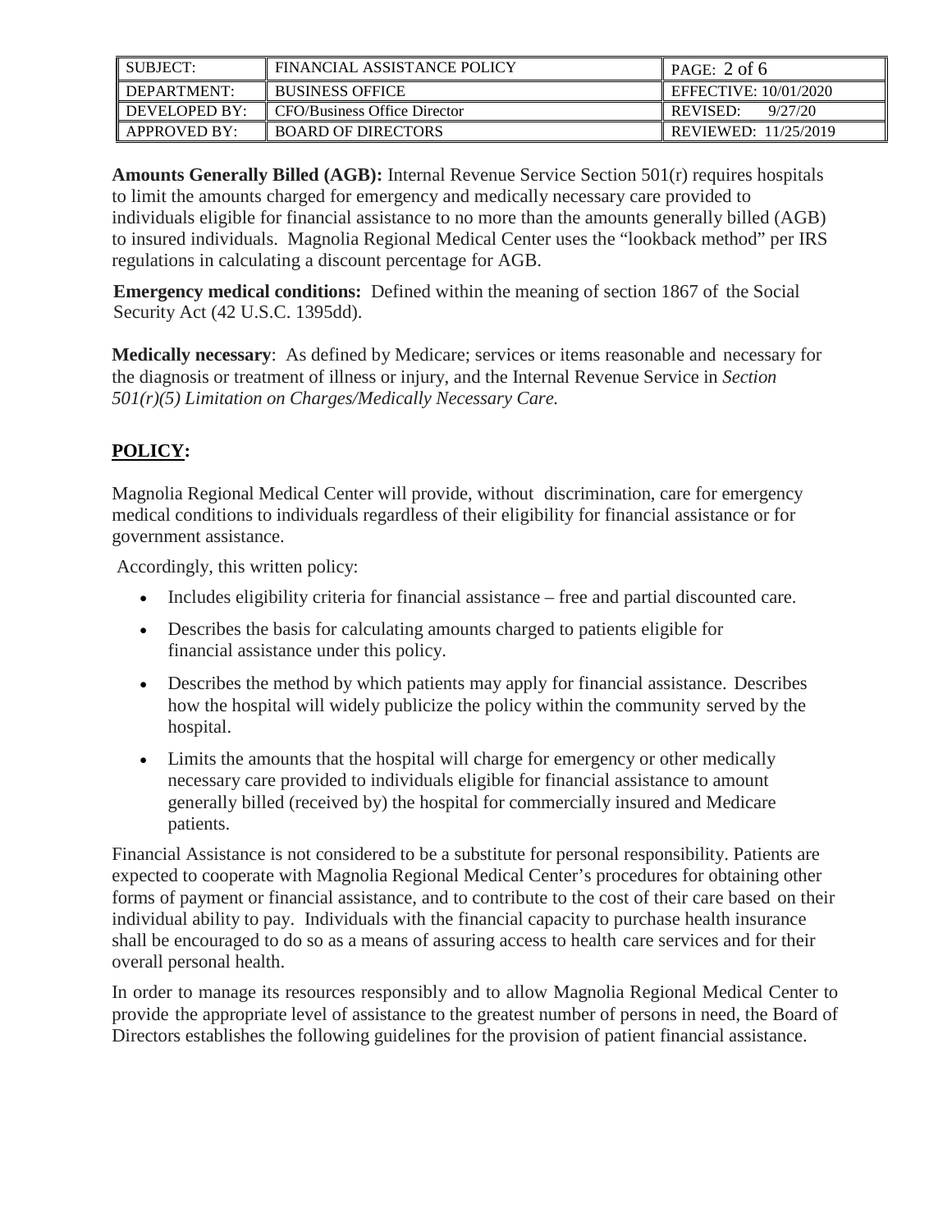**Amounts Generally Billed (AGB):** Internal Revenue Service Section 501(r) requires hospitals to limit the amounts charged for emergency and medically necessary care provided to individuals eligible for financial assistance to no more than the amounts generally billed (AGB) to insured individuals. Magnolia Regional Medical Center uses the "lookback method" per IRS regulations in calculating a discount percentage for AGB.

**Emergency medical conditions:** Defined within the meaning of section 1867 of the Social Security Act (42 U.S.C. 1395dd).

**Medically necessary**: As defined by Medicare; services or items reasonable and necessary for the diagnosis or treatment of illness or injury, and the Internal Revenue Service in *Section 501(r)(5) Limitation on Charges/Medically Necessary Care.*

## POLICY:

Magnolia Regional Medical Center will provide, without discrimination, care for emergency medical conditions to individuals regardless of their eligibility for financial assistance or for government assistance.

Accordingly, this written policy:

- Includes eligibility criteria for financial assistance – free and partial discounted care.
- Describes the basis for calculating amounts charged to patients eligible for financial assistance under this policy.
- Describes the method by which patients may apply for financial assistance. Describes how the hospital will widely publicize the policy within the community served by the hospital.
- Limits the amounts that the hospital will charge for emergency or other medically necessary care provided to individuals eligible for financial assistance to amount generally billed (received by) the hospital for commercially insured and Medicare patients.

Financial Assistance is not considered to be a substitute for personal responsibility. Patients are expected to cooperate with Magnolia Regional Medical Center's procedures for obtaining other forms of payment or financial assistance, and to contribute to the cost of their care based on their individual ability to pay. Individuals with the financial capacity to purchase health insurance shall be encouraged to do so as a means of assuring access to health care services and for their overall personal health.

In order to manage its resources responsibly and to allow Magnolia Regional Medical Center to provide the appropriate level of assistance to the greatest number of persons in need, the Board of Directors establishes the following guidelines for the provision of patient financial assistance.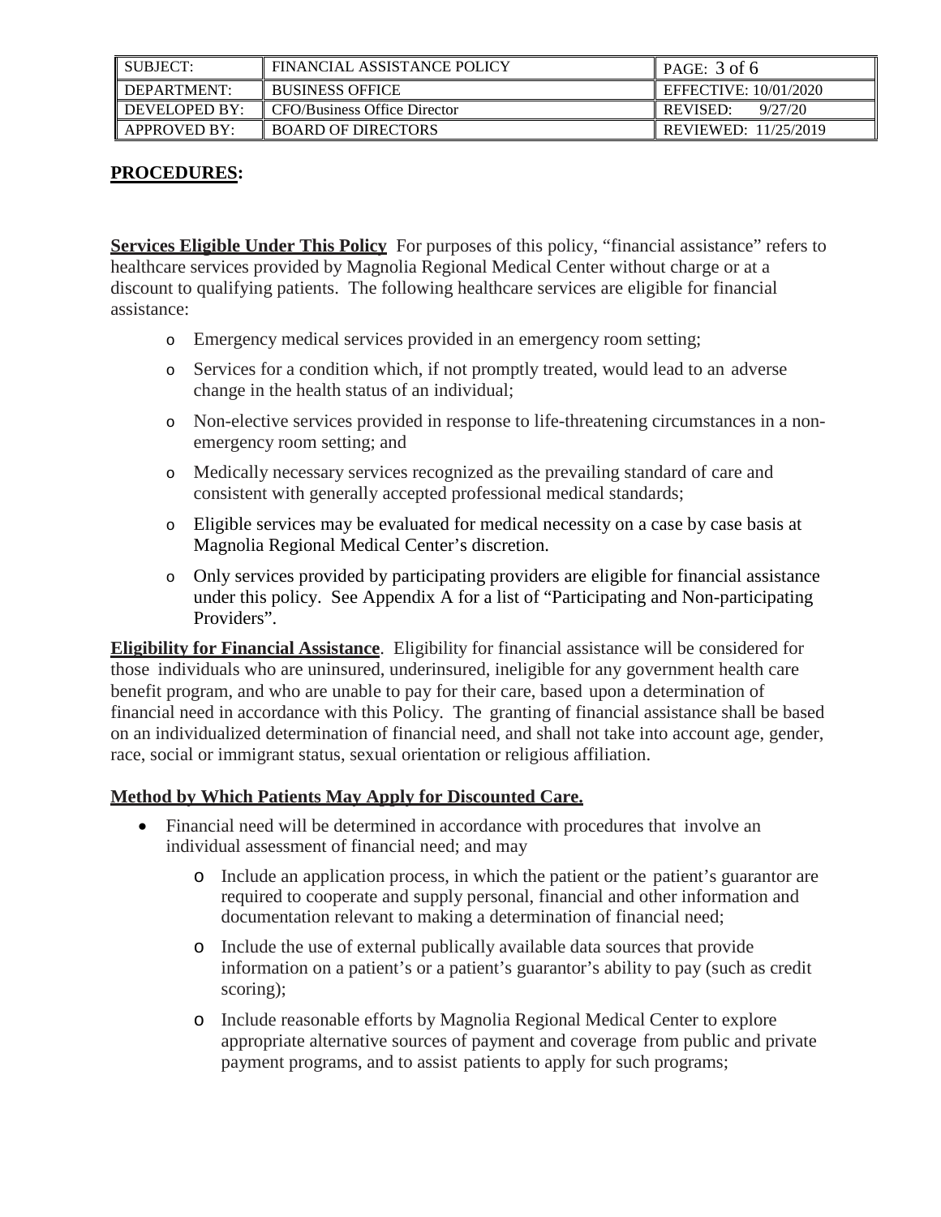**PROCEDURES:**

**Services Eligible Under This Policy** For purposes of this policy, "financial assistance" refers to healthcare services provided by Magnolia Regional Medical Center without charge or at a discount to qualifying patients. The following healthcare services are eligible for financial assistance:

- Emergency medical services provided in an emergency room setting;
- Services for a condition which, if not promptly treated, would lead to an adverse change in the health status of an individual;
- Non-elective services provided in response to life-threatening circumstances in a non-emergency room setting; and
- Medically necessary services recognized as the prevailing standard of care and consistent with generally accepted professional medical standards;
- Eligible services may be evaluated for medical necessity on a case by case basis at Magnolia Regional Medical Center's discretion.
- Only services provided by participating providers are eligible for financial assistance under this policy. See Appendix A for a list of "Participating and Non-participating Providers".

**Eligibility for Financial Assistance**. Eligibility for financial assistance will be considered for those individuals who are uninsured, underinsured, ineligible for any government health care benefit program, and who are unable to pay for their care, based upon a determination of financial need in accordance with this Policy. The granting of financial assistance shall be based on an individualized determination of financial need, and shall not take into account age, gender, race, social or immigrant status, sexual orientation or religious affiliation.

**Method by Which Patients May Apply for Discounted Care.**

- Financial need will be determined in accordance with procedures that involve an individual assessment of financial need; and may
  - Include an application process, in which the patient or the patient's guarantor are required to cooperate and supply personal, financial and other information and documentation relevant to making a determination of financial need;
  - Include the use of external publically available data sources that provide information on a patient's or a patient's guarantor's ability to pay (such as credit scoring);
  - Include reasonable efforts by Magnolia Regional Medical Center to explore appropriate alternative sources of payment and coverage from public and private payment programs, and to assist patients to apply for such programs;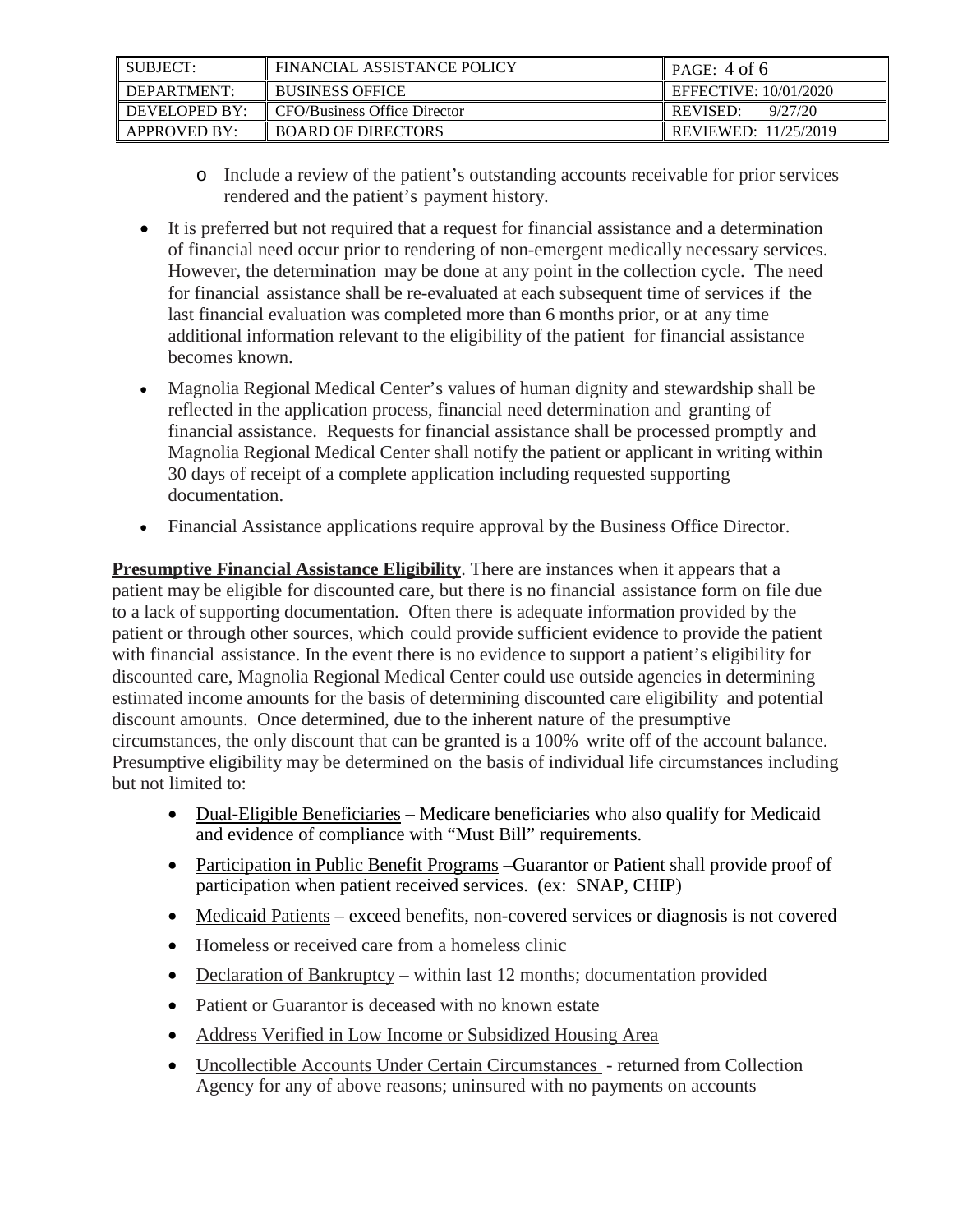- Include a review of the patient's outstanding accounts receivable for prior services rendered and the patient's payment history.

- It is preferred but not required that a request for financial assistance and a determination of financial need occur prior to rendering of non-emergent medically necessary services. However, the determination may be done at any point in the collection cycle. The need for financial assistance shall be re-evaluated at each subsequent time of services if the last financial evaluation was completed more than 6 months prior, or at any time additional information relevant to the eligibility of the patient for financial assistance becomes known.

- Magnolia Regional Medical Center's values of human dignity and stewardship shall be reflected in the application process, financial need determination and granting of financial assistance. Requests for financial assistance shall be processed promptly and Magnolia Regional Medical Center shall notify the patient or applicant in writing within 30 days of receipt of a complete application including requested supporting documentation.

- Financial Assistance applications require approval by the Business Office Director.

**Presumptive Financial Assistance Eligibility**. There are instances when it appears that a patient may be eligible for discounted care, but there is no financial assistance form on file due to a lack of supporting documentation. Often there is adequate information provided by the patient or through other sources, which could provide sufficient evidence to provide the patient with financial assistance. In the event there is no evidence to support a patient's eligibility for discounted care, Magnolia Regional Medical Center could use outside agencies in determining estimated income amounts for the basis of determining discounted care eligibility and potential discount amounts. Once determined, due to the inherent nature of the presumptive circumstances, the only discount that can be granted is a 100% write off of the account balance. Presumptive eligibility may be determined on the basis of individual life circumstances including but not limited to:

- Dual-Eligible Beneficiaries – Medicare beneficiaries who also qualify for Medicaid and evidence of compliance with "Must Bill" requirements.
- Participation in Public Benefit Programs –Guarantor or Patient shall provide proof of participation when patient received services. (ex: SNAP, CHIP)
- Medicaid Patients – exceed benefits, non-covered services or diagnosis is not covered
- Homeless or received care from a homeless clinic
- Declaration of Bankruptcy – within last 12 months; documentation provided
- Patient or Guarantor is deceased with no known estate
- Address Verified in Low Income or Subsidized Housing Area
- Uncollectible Accounts Under Certain Circumstances - returned from Collection Agency for any of above reasons; uninsured with no payments on accounts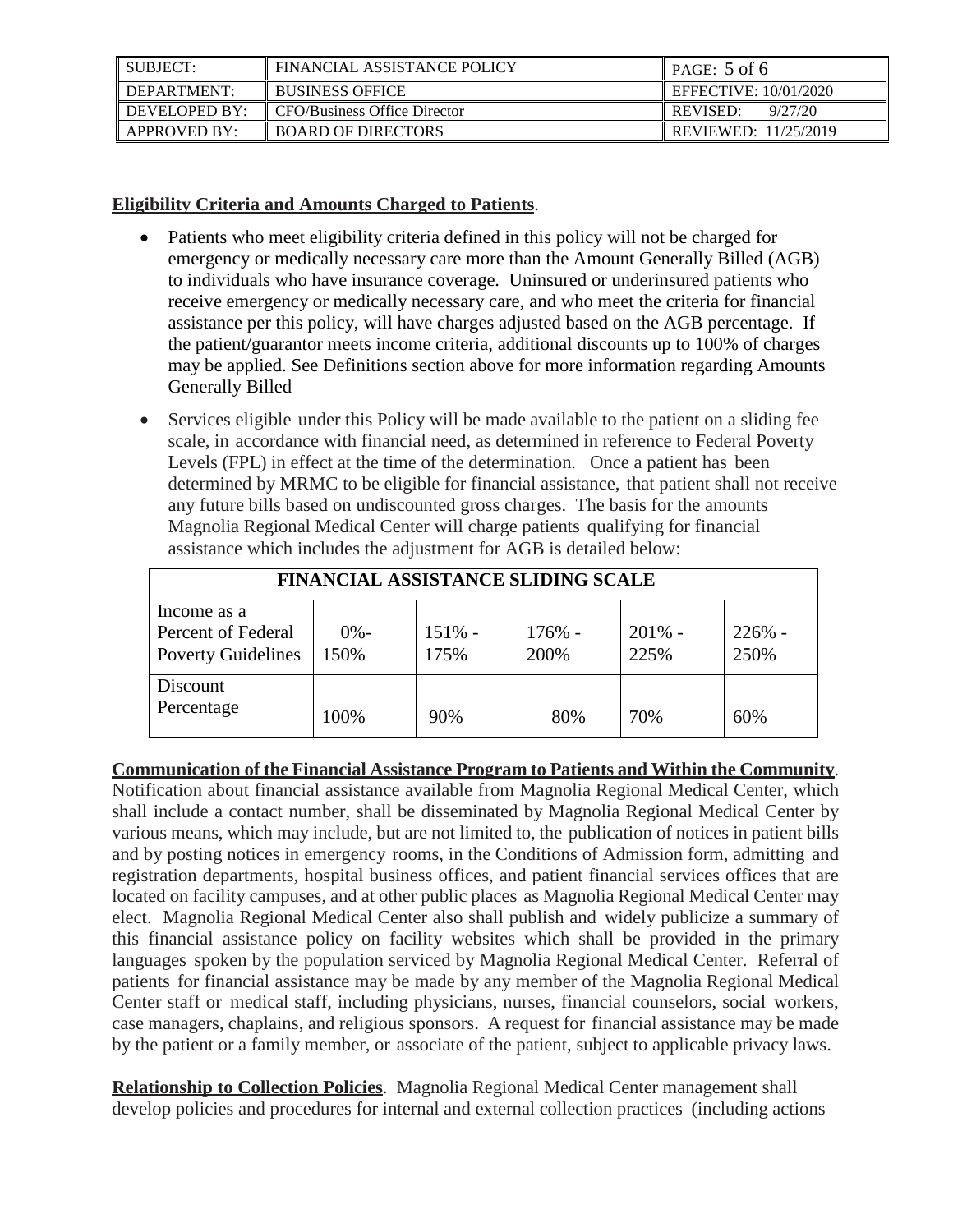**Eligibility Criteria and Amounts Charged to Patients**.

- Patients who meet eligibility criteria defined in this policy will not be charged for emergency or medically necessary care more than the Amount Generally Billed (AGB) to individuals who have insurance coverage. Uninsured or underinsured patients who receive emergency or medically necessary care, and who meet the criteria for financial assistance per this policy, will have charges adjusted based on the AGB percentage. If the patient/guarantor meets income criteria, additional discounts up to 100% of charges may be applied. See Definitions section above for more information regarding Amounts Generally Billed
- Services eligible under this Policy will be made available to the patient on a sliding fee scale, in accordance with financial need, as determined in reference to Federal Poverty Levels (FPL) in effect at the time of the determination. Once a patient has been determined by MRMC to be eligible for financial assistance, that patient shall not receive any future bills based on undiscounted gross charges. The basis for the amounts Magnolia Regional Medical Center will charge patients qualifying for financial assistance which includes the adjustment for AGB is detailed below:

| FINANCIAL ASSISTANCE SLIDING SCALE | | | | | |
|---|---|---|---|---|---|
| Income as a Percent of Federal Poverty Guidelines | 0%-150% | 151% - 175% | 176% - 200% | 201% - 225% | 226% - 250% |
| Discount Percentage | 100% | 90% | 80% | 70% | 60% |

**Communication of the Financial Assistance Program to Patients and Within the Community**. Notification about financial assistance available from Magnolia Regional Medical Center, which shall include a contact number, shall be disseminated by Magnolia Regional Medical Center by various means, which may include, but are not limited to, the publication of notices in patient bills and by posting notices in emergency rooms, in the Conditions of Admission form, admitting and registration departments, hospital business offices, and patient financial services offices that are located on facility campuses, and at other public places as Magnolia Regional Medical Center may elect. Magnolia Regional Medical Center also shall publish and widely publicize a summary of this financial assistance policy on facility websites which shall be provided in the primary languages spoken by the population serviced by Magnolia Regional Medical Center. Referral of patients for financial assistance may be made by any member of the Magnolia Regional Medical Center staff or medical staff, including physicians, nurses, financial counselors, social workers, case managers, chaplains, and religious sponsors. A request for financial assistance may be made by the patient or a family member, or associate of the patient, subject to applicable privacy laws.

**Relationship to Collection Policies**. Magnolia Regional Medical Center management shall develop policies and procedures for internal and external collection practices (including actions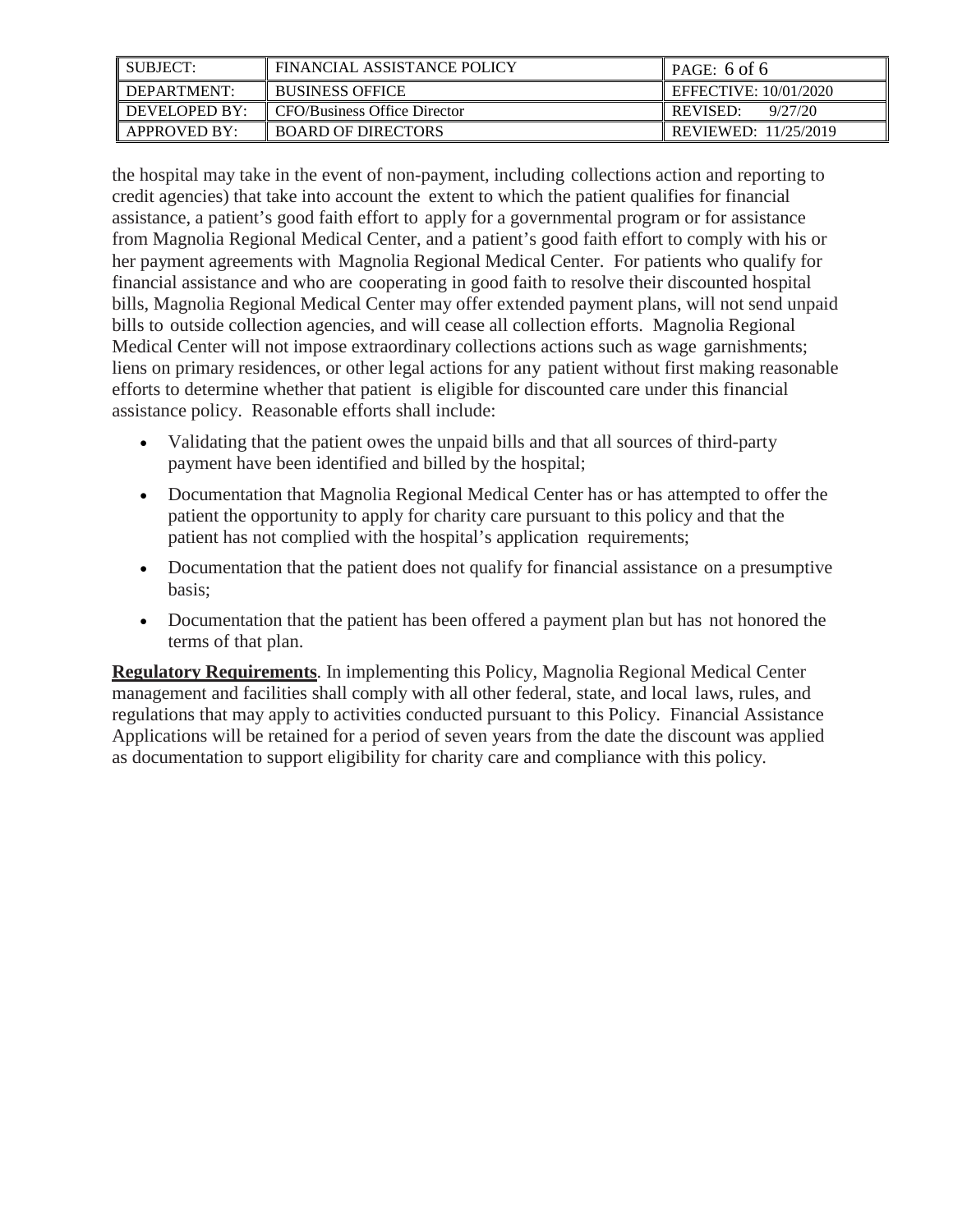the hospital may take in the event of non-payment, including collections action and reporting to credit agencies) that take into account the extent to which the patient qualifies for financial assistance, a patient's good faith effort to apply for a governmental program or for assistance from Magnolia Regional Medical Center, and a patient's good faith effort to comply with his or her payment agreements with Magnolia Regional Medical Center. For patients who qualify for financial assistance and who are cooperating in good faith to resolve their discounted hospital bills, Magnolia Regional Medical Center may offer extended payment plans, will not send unpaid bills to outside collection agencies, and will cease all collection efforts. Magnolia Regional Medical Center will not impose extraordinary collections actions such as wage garnishments; liens on primary residences, or other legal actions for any patient without first making reasonable efforts to determine whether that patient is eligible for discounted care under this financial assistance policy. Reasonable efforts shall include:

- Validating that the patient owes the unpaid bills and that all sources of third-party payment have been identified and billed by the hospital;
- Documentation that Magnolia Regional Medical Center has or has attempted to offer the patient the opportunity to apply for charity care pursuant to this policy and that the patient has not complied with the hospital's application requirements;
- Documentation that the patient does not qualify for financial assistance on a presumptive basis;
- Documentation that the patient has been offered a payment plan but has not honored the terms of that plan.

**Regulatory Requirements**. In implementing this Policy, Magnolia Regional Medical Center management and facilities shall comply with all other federal, state, and local laws, rules, and regulations that may apply to activities conducted pursuant to this Policy. Financial Assistance Applications will be retained for a period of seven years from the date the discount was applied as documentation to support eligibility for charity care and compliance with this policy.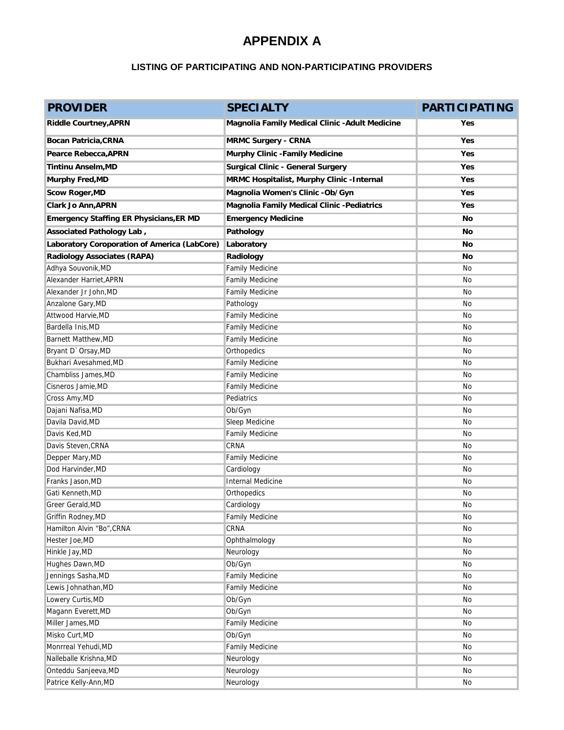# APPENDIX A

### LISTING OF PARTICIPATING AND NON-PARTICIPATING PROVIDERS

| PROVIDER | SPECIALTY | PARTICIPATING |
|---|---|---|
| **Riddle Courtney,APRN** | **Magnolia Family Medical Clinic -Adult Medicine** | **Yes** |
| **Bocan Patricia,CRNA** | **MRMC Surgery - CRNA** | **Yes** |
| **Pearce Rebecca,APRN** | **Murphy Clinic -Family Medicine** | **Yes** |
| **Tintinu Anselm,MD** | **Surgical Clinic - General Surgery** | **Yes** |
| **Murphy Fred,MD** | **MRMC Hospitalist, Murphy Clinic -Internal** | **Yes** |
| **Scow Roger,MD** | **Magnolia Women's Clinic -Ob/Gyn** | **Yes** |
| **Clark Jo Ann,APRN** | **Magnolia Family Medical Clinic -Pediatrics** | **Yes** |
| **Emergency Staffing ER Physicians,ER MD** | **Emergency Medicine** | **No** |
| **Associated Pathology Lab ,** | **Pathology** | **No** |
| **Laboratory Coroporation of America (LabCore)** | **Laboratory** | **No** |
| **Radiology Associates (RAPA)** | **Radiology** | **No** |
| Adhya Souvonik,MD | Family Medicine | No |
| Alexander Harriet,APRN | Family Medicine | No |
| Alexander Jr John,MD | Family Medicine | No |
| Anzalone Gary,MD | Pathology | No |
| Attwood Harvie,MD | Family Medicine | No |
| Bardella Inis,MD | Family Medicine | No |
| Barnett Matthew,MD | Family Medicine | No |
| Bryant D`Orsay,MD | Orthopedics | No |
| Bukhari Avesahmed,MD | Family Medicine | No |
| Chambliss James,MD | Family Medicine | No |
| Cisneros Jamie,MD | Family Medicine | No |
| Cross Amy,MD | Pediatrics | No |
| Dajani Nafisa,MD | Ob/Gyn | No |
| Davila David,MD | Sleep Medicine | No |
| Davis Ked,MD | Family Medicine | No |
| Davis Steven,CRNA | CRNA | No |
| Depper Mary,MD | Family Medicine | No |
| Dod Harvinder,MD | Cardiology | No |
| Franks Jason,MD | Internal Medicine | No |
| Gati Kenneth,MD | Orthopedics | No |
| Greer Gerald,MD | Cardiology | No |
| Griffin Rodney,MD | Family Medicine | No |
| Hamilton Alvin "Bo",CRNA | CRNA | No |
| Hester Joe,MD | Ophthalmology | No |
| Hinkle Jay,MD | Neurology | No |
| Hughes Dawn,MD | Ob/Gyn | No |
| Jennings Sasha,MD | Family Medicine | No |
| Lewis Johnathan,MD | Family Medicine | No |
| Lowery Curtis,MD | Ob/Gyn | No |
| Magann Everett,MD | Ob/Gyn | No |
| Miller James,MD | Family Medicine | No |
| Misko Curt,MD | Ob/Gyn | No |
| Monrreal Yehudi,MD | Family Medicine | No |
| Nalleballe Krishna,MD | Neurology | No |
| Onteddu Sanjeeva,MD | Neurology | No |
| Patrice Kelly-Ann,MD | Neurology | No |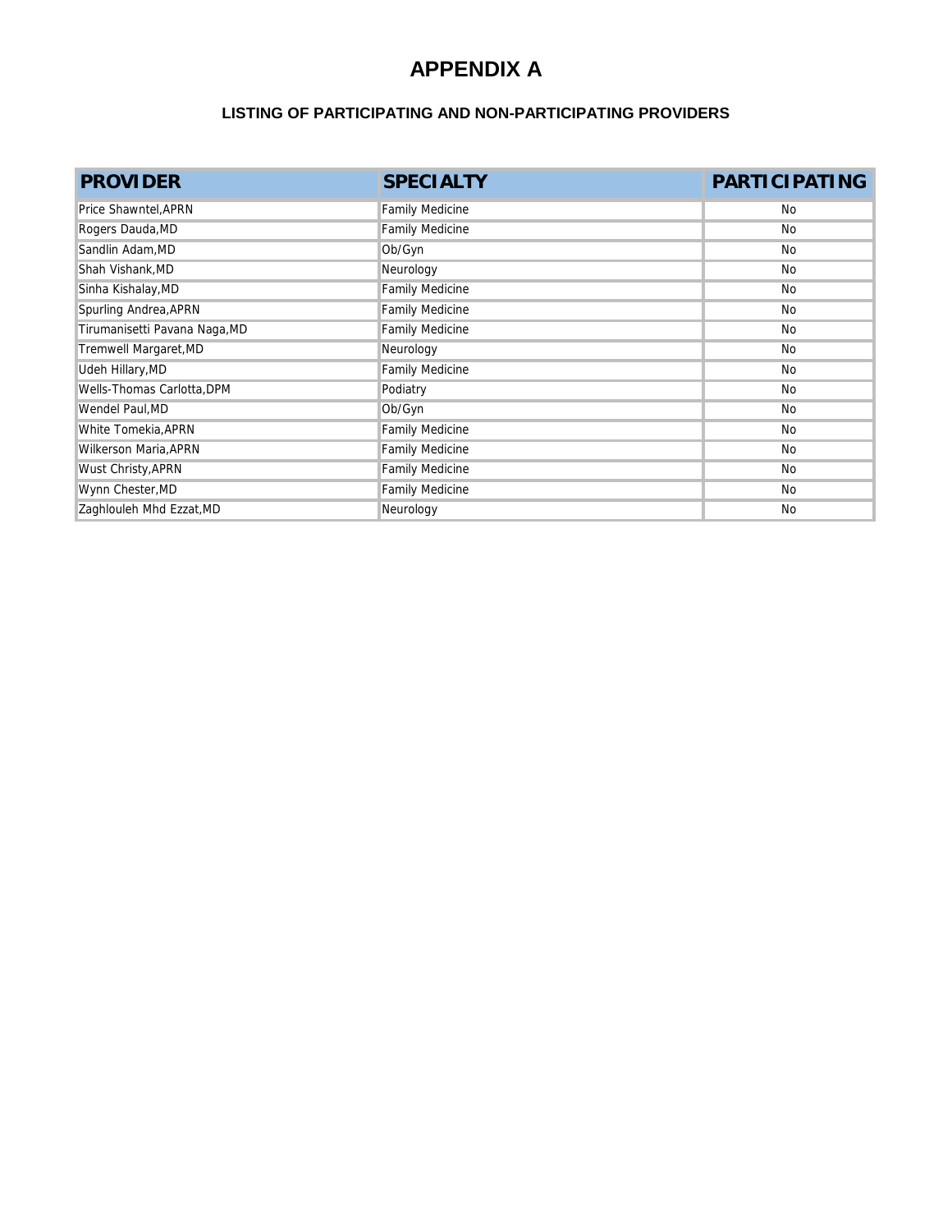# APPENDIX A

### LISTING OF PARTICIPATING AND NON-PARTICIPATING PROVIDERS

| PROVIDER | SPECIALTY | PARTICIPATING |
|---|---|---|
| Price Shawntel,APRN | Family Medicine | No |
| Rogers Dauda,MD | Family Medicine | No |
| Sandlin Adam,MD | Ob/Gyn | No |
| Shah Vishank,MD | Neurology | No |
| Sinha Kishalay,MD | Family Medicine | No |
| Spurling Andrea,APRN | Family Medicine | No |
| Tirumanisetti Pavana Naga,MD | Family Medicine | No |
| Tremwell Margaret,MD | Neurology | No |
| Udeh Hillary,MD | Family Medicine | No |
| Wells-Thomas Carlotta,DPM | Podiatry | No |
| Wendel Paul,MD | Ob/Gyn | No |
| White Tomekia,APRN | Family Medicine | No |
| Wilkerson Maria,APRN | Family Medicine | No |
| Wust Christy,APRN | Family Medicine | No |
| Wynn Chester,MD | Family Medicine | No |
| Zaghlouleh Mhd Ezzat,MD | Neurology | No |